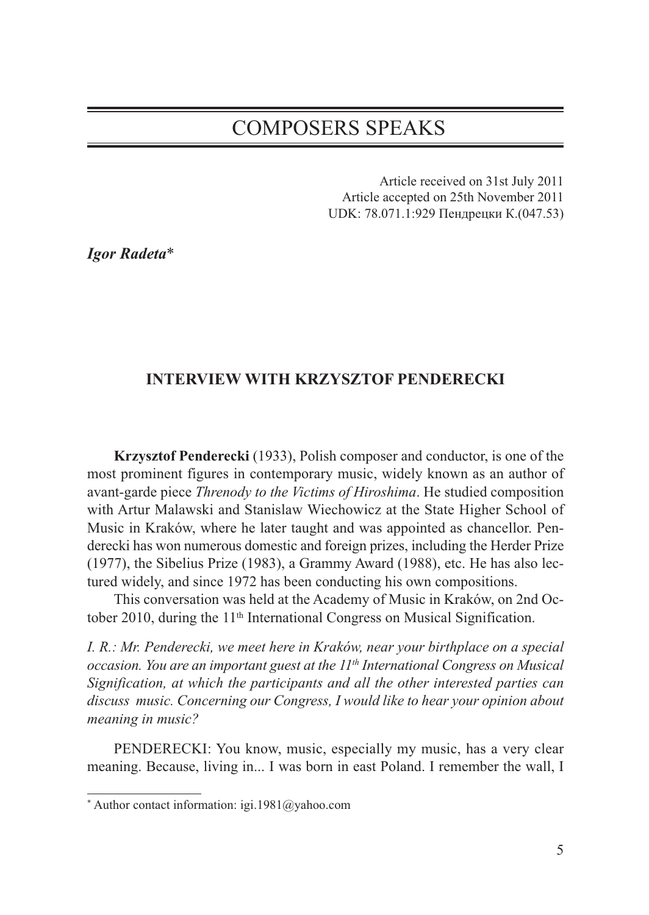# COMPOSERS SPEAKS

Article received on 31st July 2011
Article accepted on 25th November 2011
UDK: 78.071.1:929 Пендрецки К.(047.53)

***Igor Radeta****

## INTERVIEW WITH KRZYSZTOF PENDERECKI

**Krzysztof Penderecki** (1933), Polish composer and conductor, is one of the most prominent figures in contemporary music, widely known as an author of avant-garde piece *Threnody to the Victims of Hiroshima*. He studied composition with Artur Malawski and Stanislaw Wiechowicz at the State Higher School of Music in Kraków, where he later taught and was appointed as chancellor. Penderecki has won numerous domestic and foreign prizes, including the Herder Prize (1977), the Sibelius Prize (1983), a Grammy Award (1988), etc. He has also lectured widely, and since 1972 has been conducting his own compositions.

This conversation was held at the Academy of Music in Kraków, on 2nd October 2010, during the 11th International Congress on Musical Signification.

*I. R.: Mr. Penderecki, we meet here in Kraków, near your birthplace on a special occasion. You are an important guest at the 11th International Congress on Musical Signification, at which the participants and all the other interested parties can discuss music. Concerning our Congress, I would like to hear your opinion about meaning in music?*

PENDERECKI: You know, music, especially my music, has a very clear meaning. Because, living in... I was born in east Poland. I remember the wall, I

---

* Author contact information: igi.1981@yahoo.com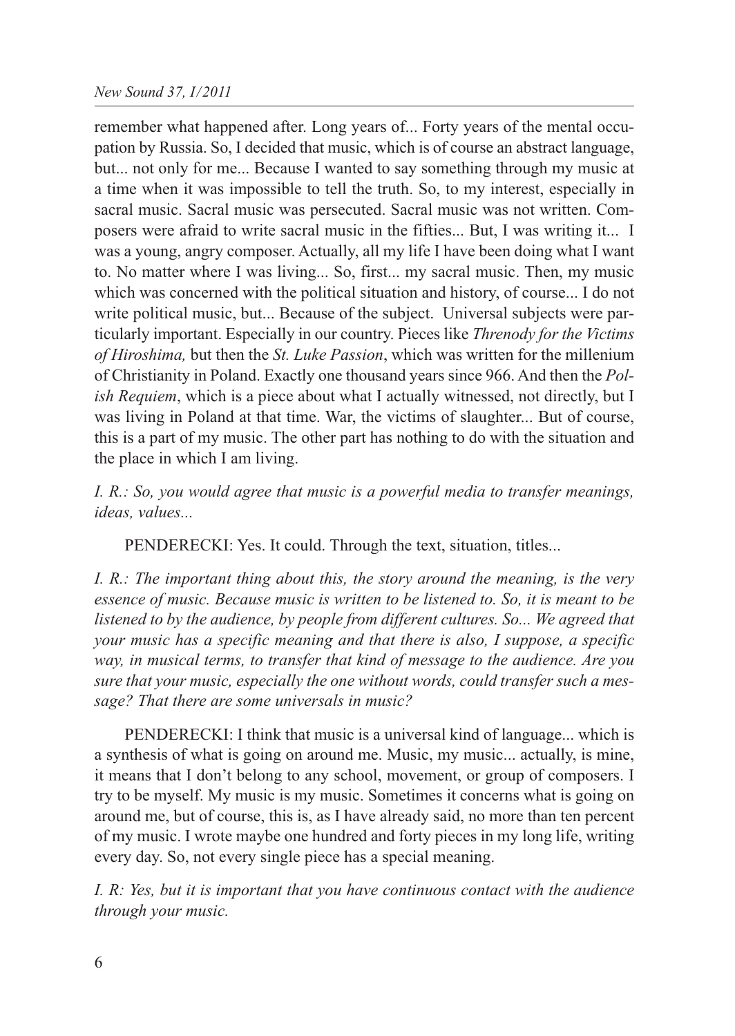remember what happened after. Long years of... Forty years of the mental occupation by Russia. So, I decided that music, which is of course an abstract language, but... not only for me... Because I wanted to say something through my music at a time when it was impossible to tell the truth. So, to my interest, especially in sacral music. Sacral music was persecuted. Sacral music was not written. Composers were afraid to write sacral music in the fifties... But, I was writing it... I was a young, angry composer. Actually, all my life I have been doing what I want to. No matter where I was living... So, first... my sacral music. Then, my music which was concerned with the political situation and history, of course... I do not write political music, but... Because of the subject. Universal subjects were particularly important. Especially in our country. Pieces like *Threnody for the Victims of Hiroshima,* but then the *St. Luke Passion*, which was written for the millenium of Christianity in Poland. Exactly one thousand years since 966. And then the *Polish Requiem*, which is a piece about what I actually witnessed, not directly, but I was living in Poland at that time. War, the victims of slaughter... But of course, this is a part of my music. The other part has nothing to do with the situation and the place in which I am living.

*I. R.: So, you would agree that music is a powerful media to transfer meanings, ideas, values...*

PENDERECKI: Yes. It could. Through the text, situation, titles...

*I. R.: The important thing about this, the story around the meaning, is the very essence of music. Because music is written to be listened to. So, it is meant to be listened to by the audience, by people from different cultures. So... We agreed that your music has a specific meaning and that there is also, I suppose, a specific way, in musical terms, to transfer that kind of message to the audience. Are you sure that your music, especially the one without words, could transfer such a message? That there are some universals in music?*

PENDERECKI: I think that music is a universal kind of language... which is a synthesis of what is going on around me. Music, my music... actually, is mine, it means that I don't belong to any school, movement, or group of composers. I try to be myself. My music is my music. Sometimes it concerns what is going on around me, but of course, this is, as I have already said, no more than ten percent of my music. I wrote maybe one hundred and forty pieces in my long life, writing every day. So, not every single piece has a special meaning.

*I. R: Yes, but it is important that you have continuous contact with the audience through your music.*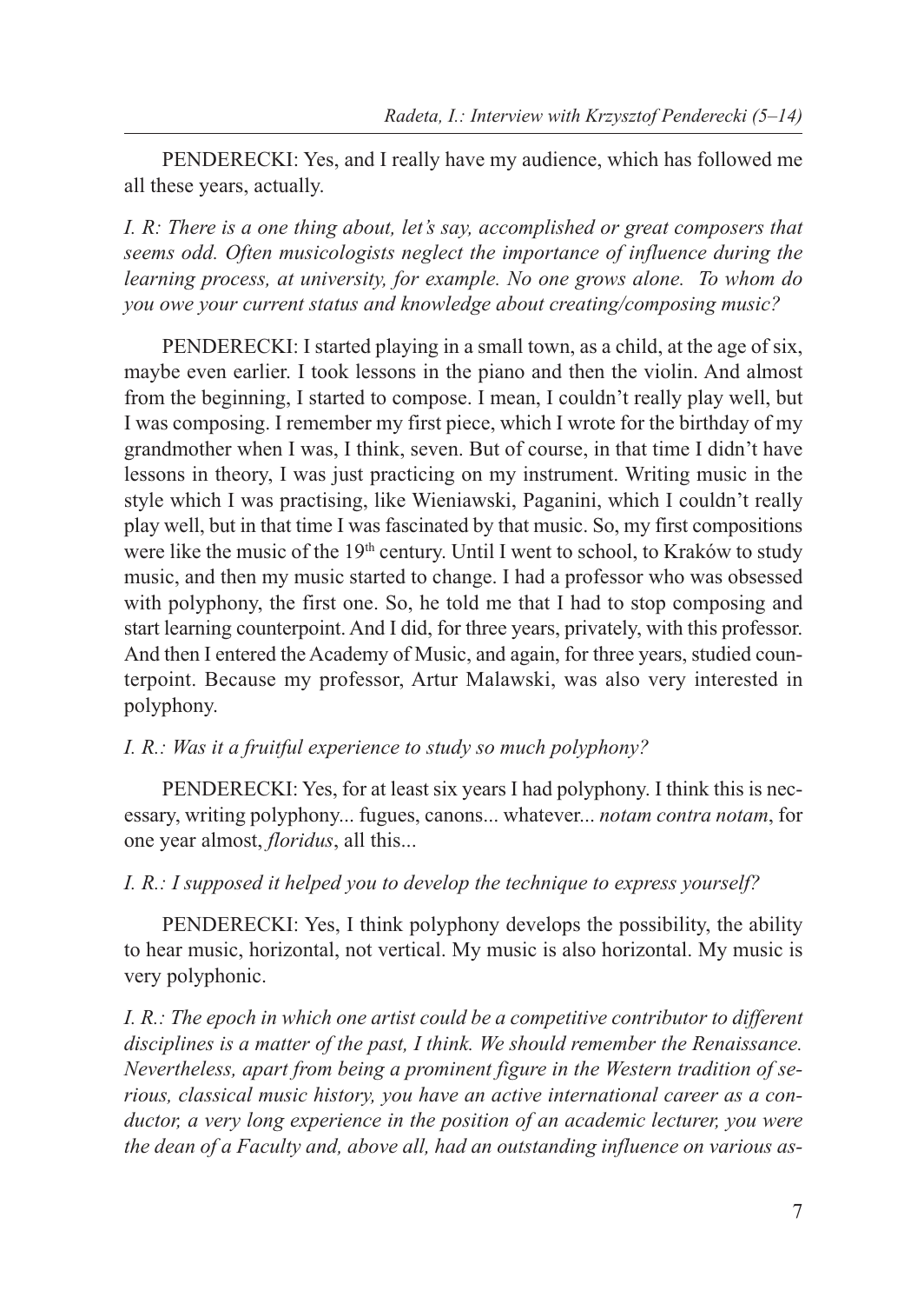PENDERECKI: Yes, and I really have my audience, which has followed me all these years, actually.

*I. R: There is a one thing about, let's say, accomplished or great composers that seems odd. Often musicologists neglect the importance of influence during the learning process, at university, for example. No one grows alone. To whom do you owe your current status and knowledge about creating/composing music?*

PENDERECKI: I started playing in a small town, as a child, at the age of six, maybe even earlier. I took lessons in the piano and then the violin. And almost from the beginning, I started to compose. I mean, I couldn't really play well, but I was composing. I remember my first piece, which I wrote for the birthday of my grandmother when I was, I think, seven. But of course, in that time I didn't have lessons in theory, I was just practicing on my instrument. Writing music in the style which I was practising, like Wieniawski, Paganini, which I couldn't really play well, but in that time I was fascinated by that music. So, my first compositions were like the music of the 19th century. Until I went to school, to Kraków to study music, and then my music started to change. I had a professor who was obsessed with polyphony, the first one. So, he told me that I had to stop composing and start learning counterpoint. And I did, for three years, privately, with this professor. And then I entered the Academy of Music, and again, for three years, studied counterpoint. Because my professor, Artur Malawski, was also very interested in polyphony.

*I. R.: Was it a fruitful experience to study so much polyphony?*

PENDERECKI: Yes, for at least six years I had polyphony. I think this is necessary, writing polyphony... fugues, canons... whatever... *notam contra notam*, for one year almost, *floridus*, all this...

*I. R.: I supposed it helped you to develop the technique to express yourself?*

PENDERECKI: Yes, I think polyphony develops the possibility, the ability to hear music, horizontal, not vertical. My music is also horizontal. My music is very polyphonic.

*I. R.: The epoch in which one artist could be a competitive contributor to different disciplines is a matter of the past, I think. We should remember the Renaissance. Nevertheless, apart from being a prominent figure in the Western tradition of serious, classical music history, you have an active international career as a conductor, a very long experience in the position of an academic lecturer, you were the dean of a Faculty and, above all, had an outstanding influence on various as-*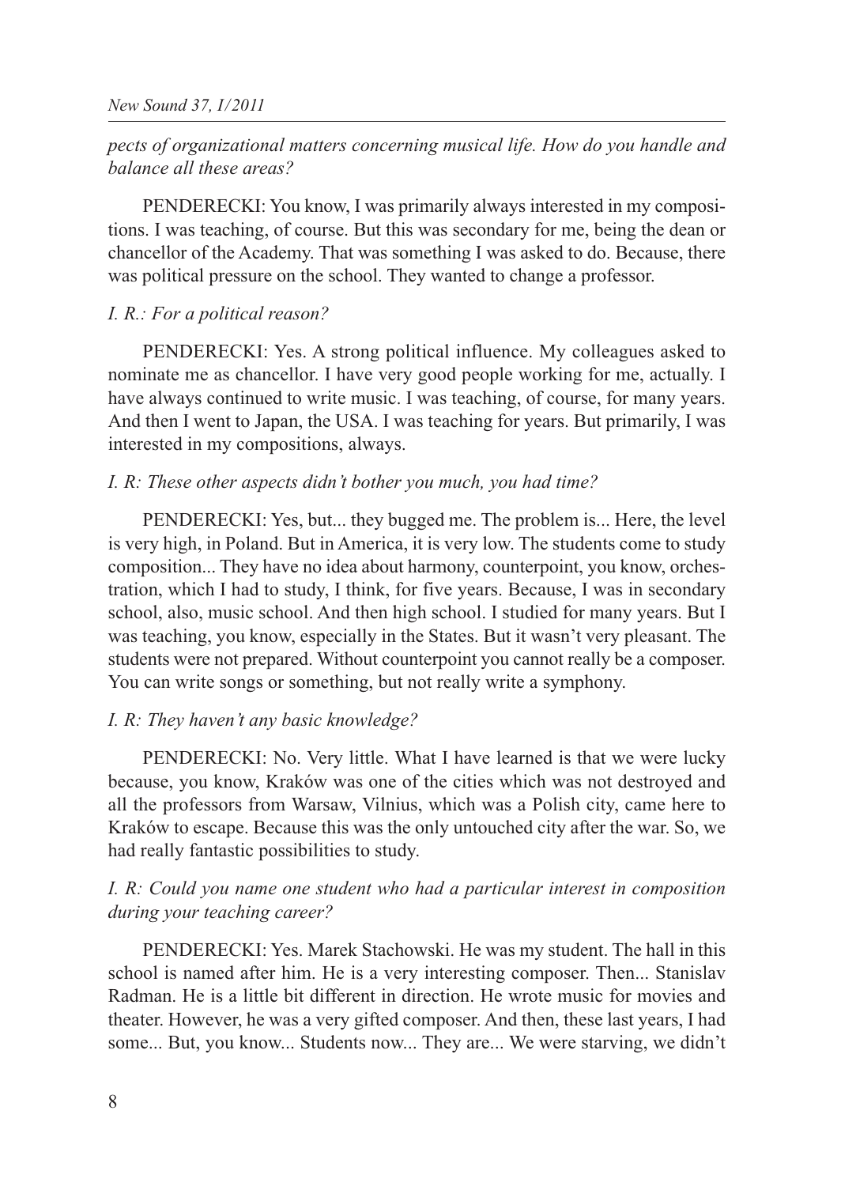*pects of organizational matters concerning musical life. How do you handle and balance all these areas?*

PENDERECKI: You know, I was primarily always interested in my compositions. I was teaching, of course. But this was secondary for me, being the dean or chancellor of the Academy. That was something I was asked to do. Because, there was political pressure on the school. They wanted to change a professor.

*I. R.: For a political reason?*

PENDERECKI: Yes. A strong political influence. My colleagues asked to nominate me as chancellor. I have very good people working for me, actually. I have always continued to write music. I was teaching, of course, for many years. And then I went to Japan, the USA. I was teaching for years. But primarily, I was interested in my compositions, always.

*I. R: These other aspects didn't bother you much, you had time?*

PENDERECKI: Yes, but... they bugged me. The problem is... Here, the level is very high, in Poland. But in America, it is very low. The students come to study composition... They have no idea about harmony, counterpoint, you know, orchestration, which I had to study, I think, for five years. Because, I was in secondary school, also, music school. And then high school. I studied for many years. But I was teaching, you know, especially in the States. But it wasn't very pleasant. The students were not prepared. Without counterpoint you cannot really be a composer. You can write songs or something, but not really write a symphony.

*I. R: They haven't any basic knowledge?*

PENDERECKI: No. Very little. What I have learned is that we were lucky because, you know, Kraków was one of the cities which was not destroyed and all the professors from Warsaw, Vilnius, which was a Polish city, came here to Kraków to escape. Because this was the only untouched city after the war. So, we had really fantastic possibilities to study.

*I. R: Could you name one student who had a particular interest in composition during your teaching career?*

PENDERECKI: Yes. Marek Stachowski. He was my student. The hall in this school is named after him. He is a very interesting composer. Then... Stanislav Radman. He is a little bit different in direction. He wrote music for movies and theater. However, he was a very gifted composer. And then, these last years, I had some... But, you know... Students now... They are... We were starving, we didn't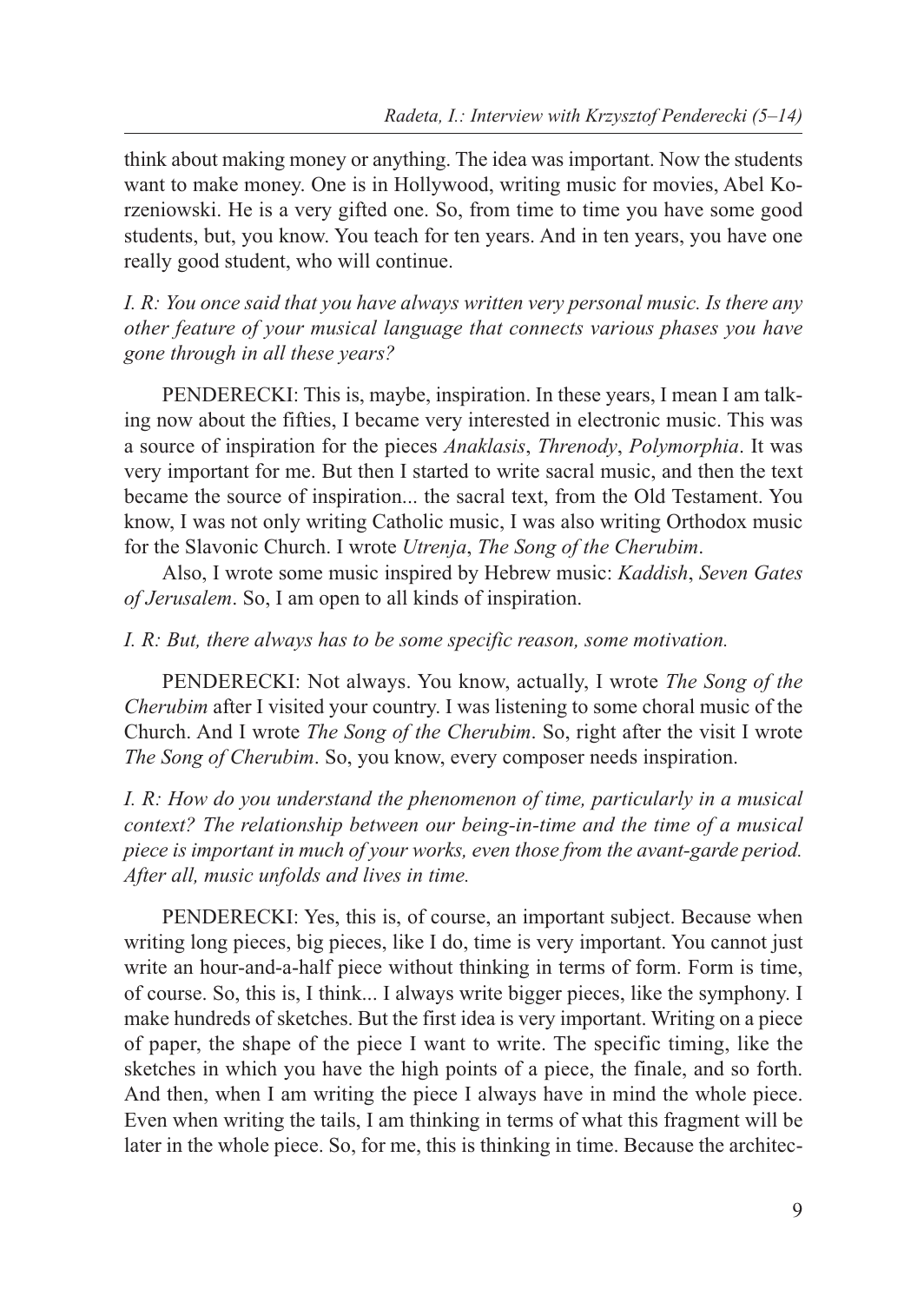think about making money or anything. The idea was important. Now the students want to make money. One is in Hollywood, writing music for movies, Abel Korzeniowski. He is a very gifted one. So, from time to time you have some good students, but, you know. You teach for ten years. And in ten years, you have one really good student, who will continue.

*I. R: You once said that you have always written very personal music. Is there any other feature of your musical language that connects various phases you have gone through in all these years?*

PENDERECKI: This is, maybe, inspiration. In these years, I mean I am talking now about the fifties, I became very interested in electronic music. This was a source of inspiration for the pieces *Anaklasis*, *Threnody*, *Polymorphia*. It was very important for me. But then I started to write sacral music, and then the text became the source of inspiration... the sacral text, from the Old Testament. You know, I was not only writing Catholic music, I was also writing Orthodox music for the Slavonic Church. I wrote *Utrenja*, *The Song of the Cherubim*.

Also, I wrote some music inspired by Hebrew music: *Kaddish*, *Seven Gates of Jerusalem*. So, I am open to all kinds of inspiration.

*I. R: But, there always has to be some specific reason, some motivation.*

PENDERECKI: Not always. You know, actually, I wrote *The Song of the Cherubim* after I visited your country. I was listening to some choral music of the Church. And I wrote *The Song of the Cherubim*. So, right after the visit I wrote *The Song of Cherubim*. So, you know, every composer needs inspiration.

*I. R: How do you understand the phenomenon of time, particularly in a musical context? The relationship between our being-in-time and the time of a musical piece is important in much of your works, even those from the avant-garde period. After all, music unfolds and lives in time.*

PENDERECKI: Yes, this is, of course, an important subject. Because when writing long pieces, big pieces, like I do, time is very important. You cannot just write an hour-and-a-half piece without thinking in terms of form. Form is time, of course. So, this is, I think... I always write bigger pieces, like the symphony. I make hundreds of sketches. But the first idea is very important. Writing on a piece of paper, the shape of the piece I want to write. The specific timing, like the sketches in which you have the high points of a piece, the finale, and so forth. And then, when I am writing the piece I always have in mind the whole piece. Even when writing the tails, I am thinking in terms of what this fragment will be later in the whole piece. So, for me, this is thinking in time. Because the architec-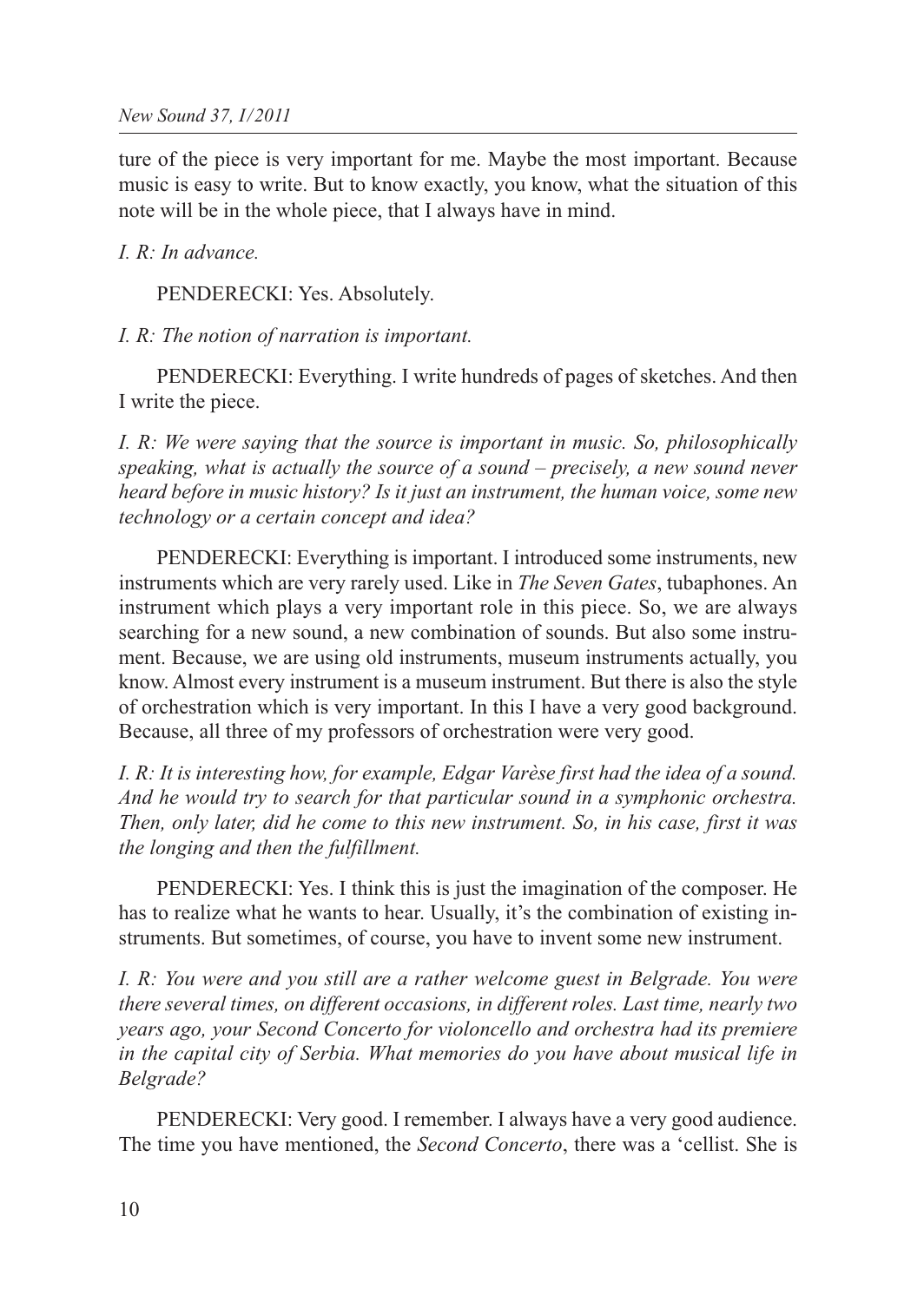ture of the piece is very important for me. Maybe the most important. Because music is easy to write. But to know exactly, you know, what the situation of this note will be in the whole piece, that I always have in mind.

*I. R: In advance.*

PENDERECKI: Yes. Absolutely.

*I. R: The notion of narration is important.*

PENDERECKI: Everything. I write hundreds of pages of sketches. And then I write the piece.

*I. R: We were saying that the source is important in music. So, philosophically speaking, what is actually the source of a sound – precisely, a new sound never heard before in music history? Is it just an instrument, the human voice, some new technology or a certain concept and idea?*

PENDERECKI: Everything is important. I introduced some instruments, new instruments which are very rarely used. Like in *The Seven Gates*, tubaphones. An instrument which plays a very important role in this piece. So, we are always searching for a new sound, a new combination of sounds. But also some instrument. Because, we are using old instruments, museum instruments actually, you know. Almost every instrument is a museum instrument. But there is also the style of orchestration which is very important. In this I have a very good background. Because, all three of my professors of orchestration were very good.

*I. R: It is interesting how, for example, Edgar Varèse first had the idea of a sound. And he would try to search for that particular sound in a symphonic orchestra. Then, only later, did he come to this new instrument. So, in his case, first it was the longing and then the fulfillment.*

PENDERECKI: Yes. I think this is just the imagination of the composer. He has to realize what he wants to hear. Usually, it's the combination of existing instruments. But sometimes, of course, you have to invent some new instrument.

*I. R: You were and you still are a rather welcome guest in Belgrade. You were there several times, on different occasions, in different roles. Last time, nearly two years ago, your Second Concerto for violoncello and orchestra had its premiere in the capital city of Serbia. What memories do you have about musical life in Belgrade?*

PENDERECKI: Very good. I remember. I always have a very good audience. The time you have mentioned, the *Second Concerto*, there was a 'cellist. She is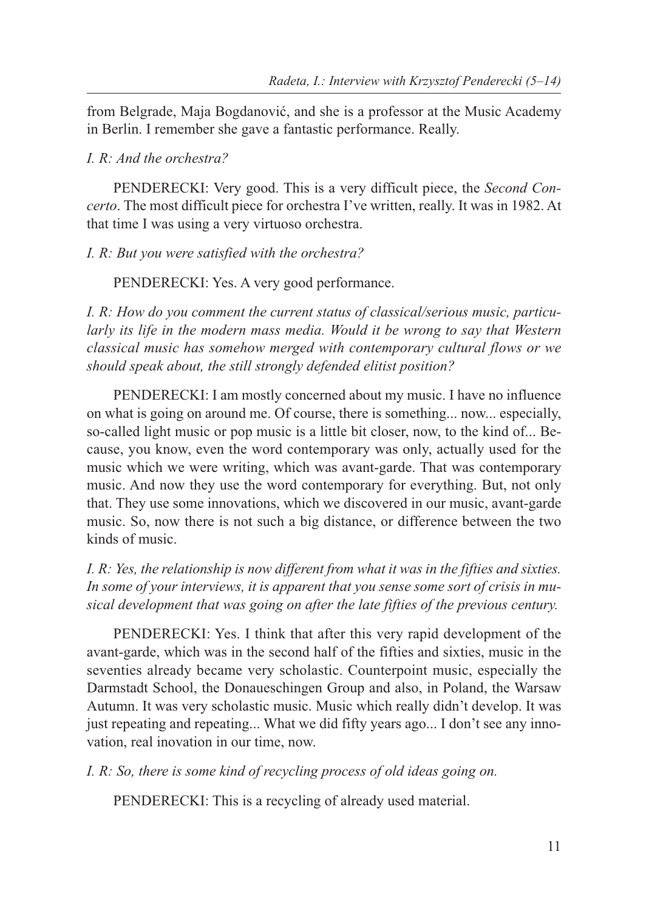from Belgrade, Maja Bogdanović, and she is a professor at the Music Academy in Berlin. I remember she gave a fantastic performance. Really.

*I. R: And the orchestra?*

PENDERECKI: Very good. This is a very difficult piece, the *Second Concerto*. The most difficult piece for orchestra I've written, really. It was in 1982. At that time I was using a very virtuoso orchestra.

*I. R: But you were satisfied with the orchestra?*

PENDERECKI: Yes. A very good performance.

*I. R: How do you comment the current status of classical/serious music, particularly its life in the modern mass media. Would it be wrong to say that Western classical music has somehow merged with contemporary cultural flows or we should speak about, the still strongly defended elitist position?*

PENDERECKI: I am mostly concerned about my music. I have no influence on what is going on around me. Of course, there is something... now... especially, so-called light music or pop music is a little bit closer, now, to the kind of... Because, you know, even the word contemporary was only, actually used for the music which we were writing, which was avant-garde. That was contemporary music. And now they use the word contemporary for everything. But, not only that. They use some innovations, which we discovered in our music, avant-garde music. So, now there is not such a big distance, or difference between the two kinds of music.

*I. R: Yes, the relationship is now different from what it was in the fifties and sixties. In some of your interviews, it is apparent that you sense some sort of crisis in musical development that was going on after the late fifties of the previous century.*

PENDERECKI: Yes. I think that after this very rapid development of the avant-garde, which was in the second half of the fifties and sixties, music in the seventies already became very scholastic. Counterpoint music, especially the Darmstadt School, the Donaueschingen Group and also, in Poland, the Warsaw Autumn. It was very scholastic music. Music which really didn't develop. It was just repeating and repeating... What we did fifty years ago... I don't see any innovation, real inovation in our time, now.

*I. R: So, there is some kind of recycling process of old ideas going on.*

PENDERECKI: This is a recycling of already used material.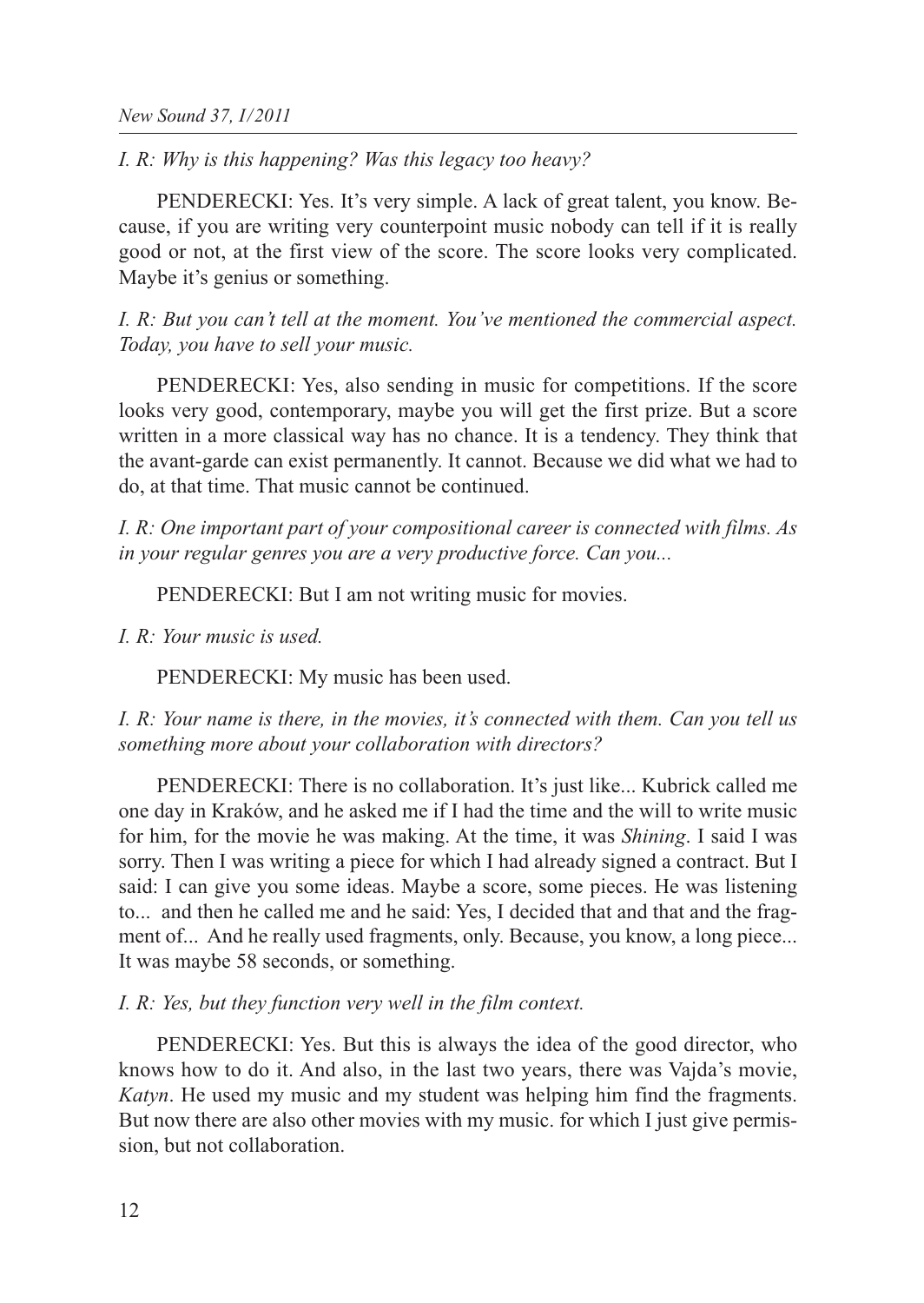*I. R: Why is this happening? Was this legacy too heavy?*

PENDERECKI: Yes. It's very simple. A lack of great talent, you know. Because, if you are writing very counterpoint music nobody can tell if it is really good or not, at the first view of the score. The score looks very complicated. Maybe it's genius or something.

*I. R: But you can't tell at the moment. You've mentioned the commercial aspect. Today, you have to sell your music.*

PENDERECKI: Yes, also sending in music for competitions. If the score looks very good, contemporary, maybe you will get the first prize. But a score written in a more classical way has no chance. It is a tendency. They think that the avant-garde can exist permanently. It cannot. Because we did what we had to do, at that time. That music cannot be continued.

*I. R: One important part of your compositional career is connected with films. As in your regular genres you are a very productive force. Can you...*

PENDERECKI: But I am not writing music for movies.

*I. R: Your music is used.*

PENDERECKI: My music has been used.

*I. R: Your name is there, in the movies, it's connected with them. Can you tell us something more about your collaboration with directors?*

PENDERECKI: There is no collaboration. It's just like... Kubrick called me one day in Kraków, and he asked me if I had the time and the will to write music for him, for the movie he was making. At the time, it was *Shining*. I said I was sorry. Then I was writing a piece for which I had already signed a contract. But I said: I can give you some ideas. Maybe a score, some pieces. He was listening to... and then he called me and he said: Yes, I decided that and that and the fragment of... And he really used fragments, only. Because, you know, a long piece... It was maybe 58 seconds, or something.

*I. R: Yes, but they function very well in the film context.*

PENDERECKI: Yes. But this is always the idea of the good director, who knows how to do it. And also, in the last two years, there was Vajda's movie, *Katyn*. He used my music and my student was helping him find the fragments. But now there are also other movies with my music. for which I just give permission, but not collaboration.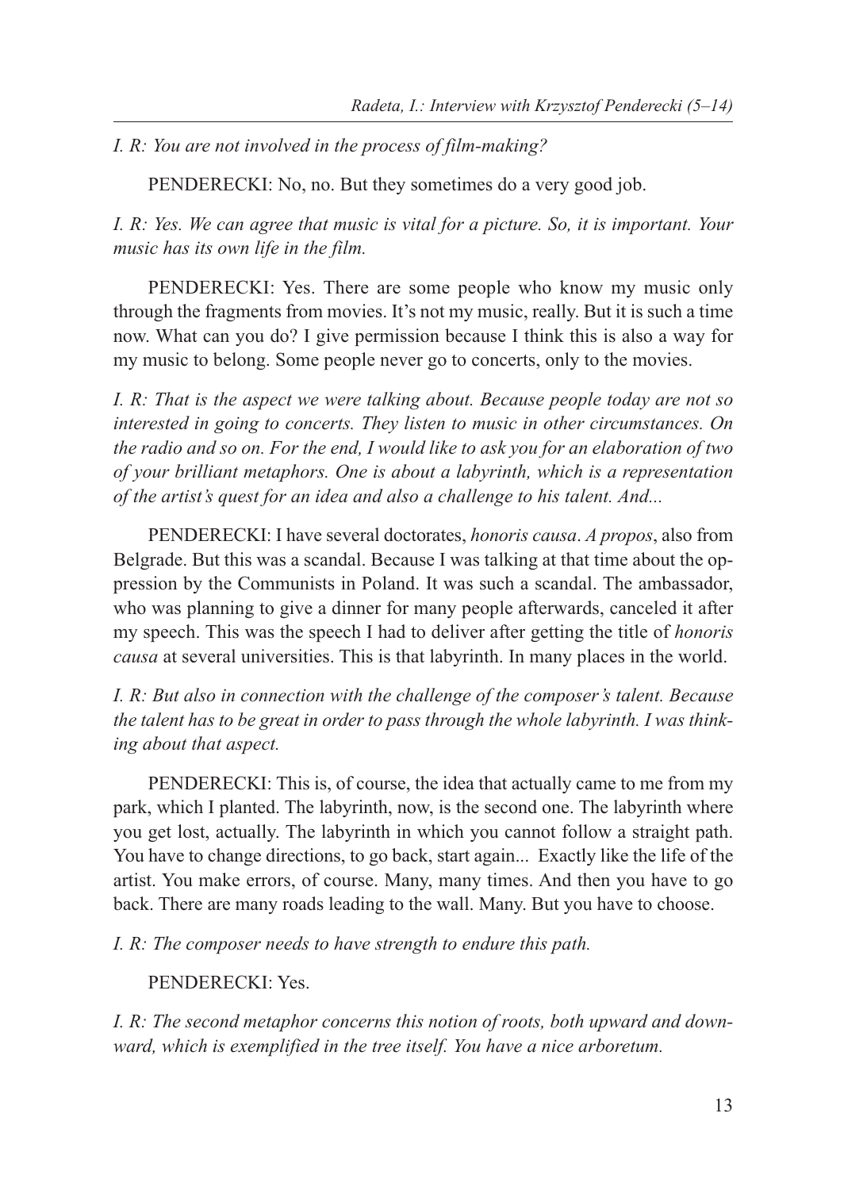*I. R: You are not involved in the process of film-making?*

PENDERECKI: No, no. But they sometimes do a very good job.

*I. R: Yes. We can agree that music is vital for a picture. So, it is important. Your music has its own life in the film.*

PENDERECKI: Yes. There are some people who know my music only through the fragments from movies. It's not my music, really. But it is such a time now. What can you do? I give permission because I think this is also a way for my music to belong. Some people never go to concerts, only to the movies.

*I. R: That is the aspect we were talking about. Because people today are not so interested in going to concerts. They listen to music in other circumstances. On the radio and so on. For the end, I would like to ask you for an elaboration of two of your brilliant metaphors. One is about a labyrinth, which is a representation of the artist's quest for an idea and also a challenge to his talent. And...*

PENDERECKI: I have several doctorates, *honoris causa*. *A propos*, also from Belgrade. But this was a scandal. Because I was talking at that time about the oppression by the Communists in Poland. It was such a scandal. The ambassador, who was planning to give a dinner for many people afterwards, canceled it after my speech. This was the speech I had to deliver after getting the title of *honoris causa* at several universities. This is that labyrinth. In many places in the world.

*I. R: But also in connection with the challenge of the composer's talent. Because the talent has to be great in order to pass through the whole labyrinth. I was thinking about that aspect.*

PENDERECKI: This is, of course, the idea that actually came to me from my park, which I planted. The labyrinth, now, is the second one. The labyrinth where you get lost, actually. The labyrinth in which you cannot follow a straight path. You have to change directions, to go back, start again... Exactly like the life of the artist. You make errors, of course. Many, many times. And then you have to go back. There are many roads leading to the wall. Many. But you have to choose.

*I. R: The composer needs to have strength to endure this path.*

PENDERECKI: Yes.

*I. R: The second metaphor concerns this notion of roots, both upward and downward, which is exemplified in the tree itself. You have a nice arboretum.*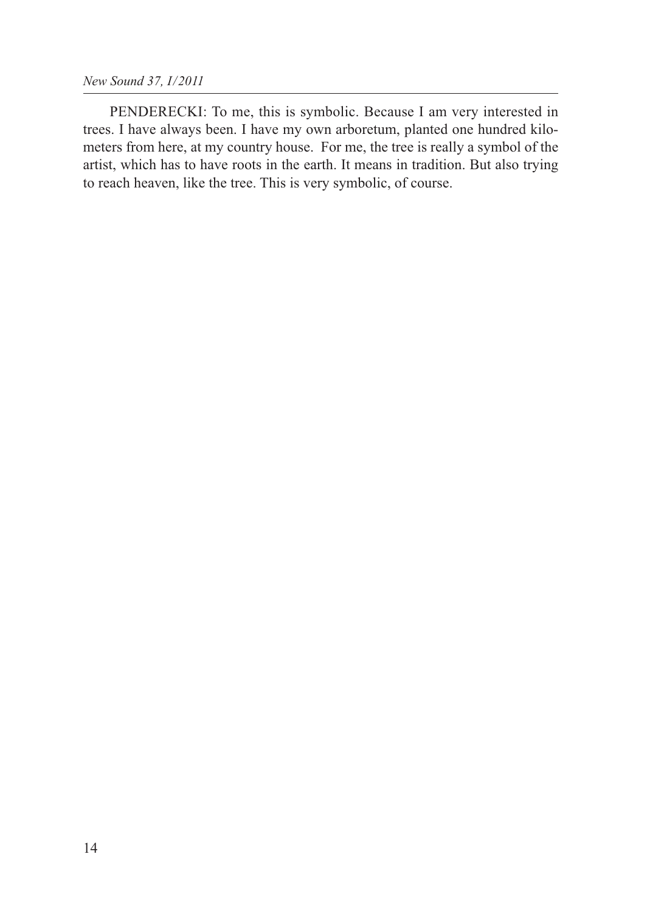PENDERECKI: To me, this is symbolic. Because I am very interested in trees. I have always been. I have my own arboretum, planted one hundred kilometers from here, at my country house. For me, the tree is really a symbol of the artist, which has to have roots in the earth. It means in tradition. But also trying to reach heaven, like the tree. This is very symbolic, of course.